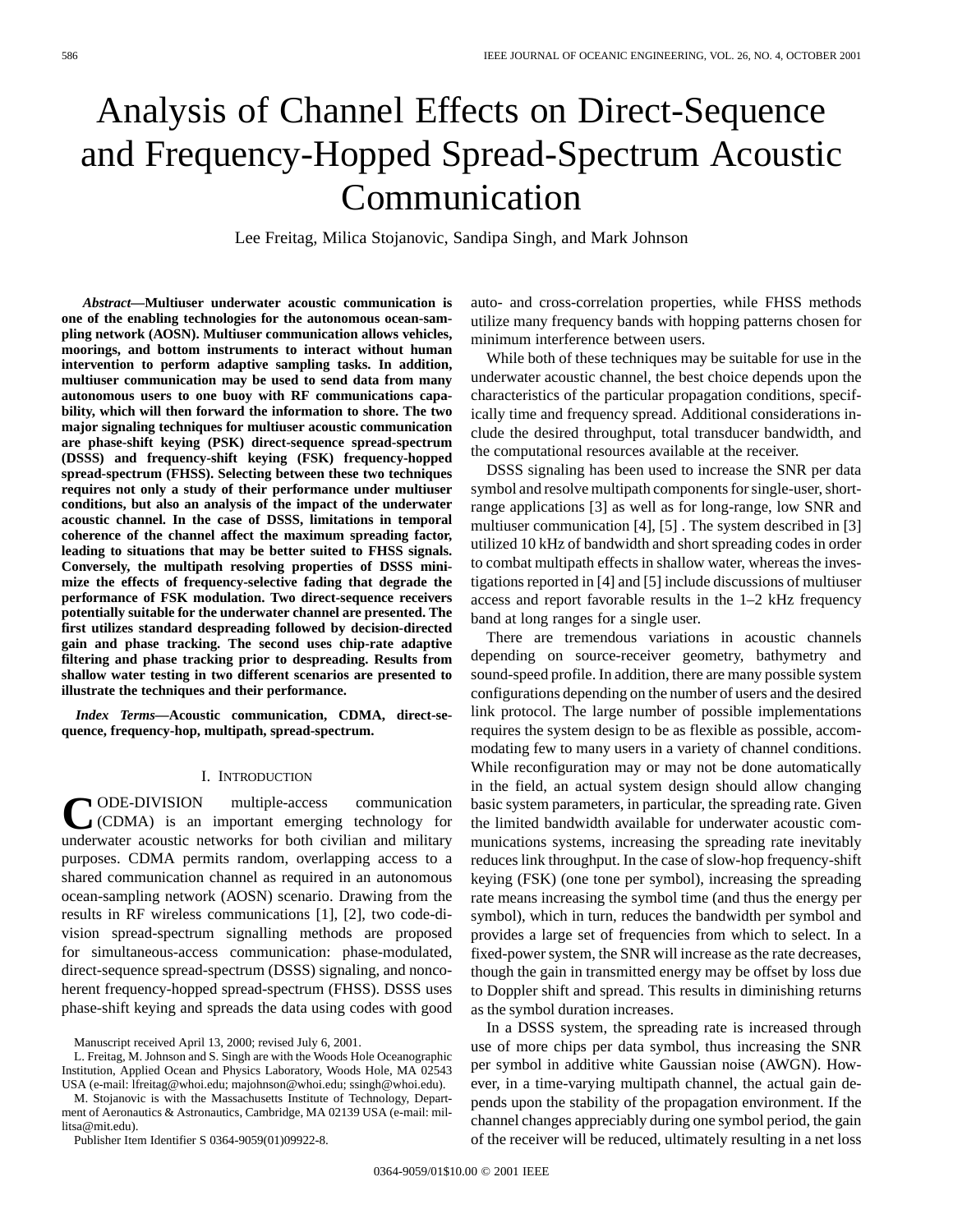# Analysis of Channel Effects on Direct-Sequence and Frequency-Hopped Spread-Spectrum Acoustic Communication

Lee Freitag, Milica Stojanovic, Sandipa Singh, and Mark Johnson

***Abstract*—Multiuser underwater acoustic communication is one of the enabling technologies for the autonomous ocean-sampling network (AOSN). Multiuser communication allows vehicles, moorings, and bottom instruments to interact without human intervention to perform adaptive sampling tasks. In addition, multiuser communication may be used to send data from many autonomous users to one buoy with RF communications capability, which will then forward the information to shore. The two major signaling techniques for multiuser acoustic communication are phase-shift keying (PSK) direct-sequence spread-spectrum (DSSS) and frequency-shift keying (FSK) frequency-hopped spread-spectrum (FHSS). Selecting between these two techniques requires not only a study of their performance under multiuser conditions, but also an analysis of the impact of the underwater acoustic channel. In the case of DSSS, limitations in temporal coherence of the channel affect the maximum spreading factor, leading to situations that may be better suited to FHSS signals. Conversely, the multipath resolving properties of DSSS minimize the effects of frequency-selective fading that degrade the performance of FSK modulation. Two direct-sequence receivers potentially suitable for the underwater channel are presented. The first utilizes standard despreading followed by decision-directed gain and phase tracking. The second uses chip-rate adaptive filtering and phase tracking prior to despreading. Results from shallow water testing in two different scenarios are presented to illustrate the techniques and their performance.**

***Index Terms*—Acoustic communication, CDMA, direct-sequence, frequency-hop, multipath, spread-spectrum.**

## I. Introduction

CODE-DIVISION multiple-access communication (CDMA) is an important emerging technology for underwater acoustic networks for both civilian and military purposes. CDMA permits random, overlapping access to a shared communication channel as required in an autonomous ocean-sampling network (AOSN) scenario. Drawing from the results in RF wireless communications [1], [2], two code-division spread-spectrum signalling methods are proposed for simultaneous-access communication: phase-modulated, direct-sequence spread-spectrum (DSSS) signaling, and noncoherent frequency-hopped spread-spectrum (FHSS). DSSS uses phase-shift keying and spreads the data using codes with good auto- and cross-correlation properties, while FHSS methods utilize many frequency bands with hopping patterns chosen for minimum interference between users.

While both of these techniques may be suitable for use in the underwater acoustic channel, the best choice depends upon the characteristics of the particular propagation conditions, specifically time and frequency spread. Additional considerations include the desired throughput, total transducer bandwidth, and the computational resources available at the receiver.

DSSS signaling has been used to increase the SNR per data symbol and resolve multipath components for single-user, short-range applications [3] as well as for long-range, low SNR and multiuser communication [4], [5] . The system described in [3] utilized 10 kHz of bandwidth and short spreading codes in order to combat multipath effects in shallow water, whereas the investigations reported in [4] and [5] include discussions of multiuser access and report favorable results in the 1–2 kHz frequency band at long ranges for a single user.

There are tremendous variations in acoustic channels depending on source-receiver geometry, bathymetry and sound-speed profile. In addition, there are many possible system configurations depending on the number of users and the desired link protocol. The large number of possible implementations requires the system design to be as flexible as possible, accommodating few to many users in a variety of channel conditions. While reconfiguration may or may not be done automatically in the field, an actual system design should allow changing basic system parameters, in particular, the spreading rate. Given the limited bandwidth available for underwater acoustic communications systems, increasing the spreading rate inevitably reduces link throughput. In the case of slow-hop frequency-shift keying (FSK) (one tone per symbol), increasing the spreading rate means increasing the symbol time (and thus the energy per symbol), which in turn, reduces the bandwidth per symbol and provides a large set of frequencies from which to select. In a fixed-power system, the SNR will increase as the rate decreases, though the gain in transmitted energy may be offset by loss due to Doppler shift and spread. This results in diminishing returns as the symbol duration increases.

In a DSSS system, the spreading rate is increased through use of more chips per data symbol, thus increasing the SNR per symbol in additive white Gaussian noise (AWGN). However, in a time-varying multipath channel, the actual gain depends upon the stability of the propagation environment. If the channel changes appreciably during one symbol period, the gain of the receiver will be reduced, ultimately resulting in a net loss

Manuscript received April 13, 2000; revised July 6, 2001.

L. Freitag, M. Johnson and S. Singh are with the Woods Hole Oceanographic Institution, Applied Ocean and Physics Laboratory, Woods Hole, MA 02543 USA (e-mail: lfreitag@whoi.edu; majohnson@whoi.edu; ssingh@whoi.edu).

M. Stojanovic is with the Massachusetts Institute of Technology, Department of Aeronautics & Astronautics, Cambridge, MA 02139 USA (e-mail: millitsa@mit.edu).

Publisher Item Identifier S 0364-9059(01)09922-8.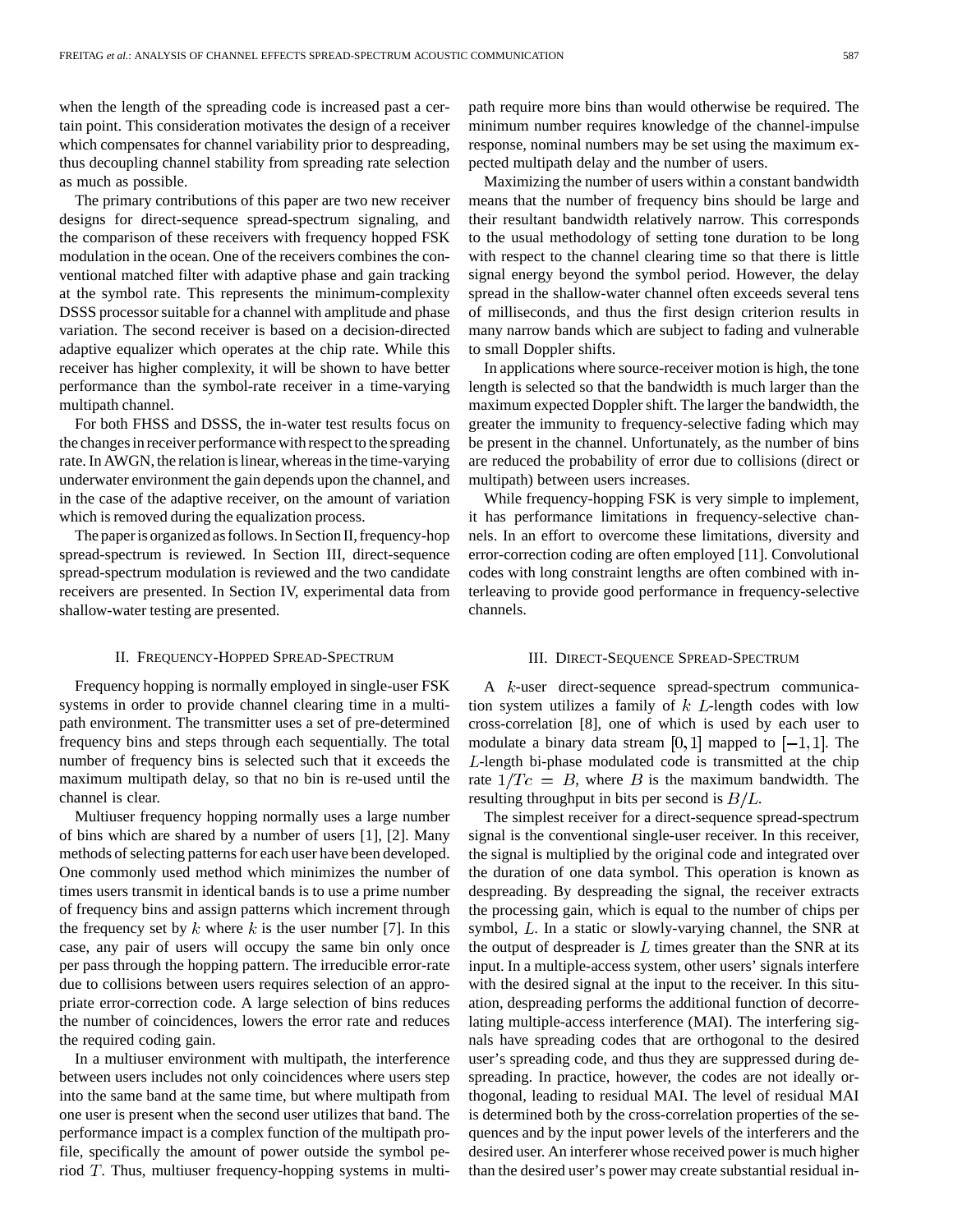when the length of the spreading code is increased past a certain point. This consideration motivates the design of a receiver which compensates for channel variability prior to despreading, thus decoupling channel stability from spreading rate selection as much as possible.

The primary contributions of this paper are two new receiver designs for direct-sequence spread-spectrum signaling, and the comparison of these receivers with frequency hopped FSK modulation in the ocean. One of the receivers combines the conventional matched filter with adaptive phase and gain tracking at the symbol rate. This represents the minimum-complexity DSSS processor suitable for a channel with amplitude and phase variation. The second receiver is based on a decision-directed adaptive equalizer which operates at the chip rate. While this receiver has higher complexity, it will be shown to have better performance than the symbol-rate receiver in a time-varying multipath channel.

For both FHSS and DSSS, the in-water test results focus on the changes in receiver performance with respect to the spreading rate. In AWGN, the relation is linear, whereas in the time-varying underwater environment the gain depends upon the channel, and in the case of the adaptive receiver, on the amount of variation which is removed during the equalization process.

The paper is organized as follows. In Section II, frequency-hop spread-spectrum is reviewed. In Section III, direct-sequence spread-spectrum modulation is reviewed and the two candidate receivers are presented. In Section IV, experimental data from shallow-water testing are presented.

## II. Frequency-Hopped Spread-Spectrum

Frequency hopping is normally employed in single-user FSK systems in order to provide channel clearing time in a multipath environment. The transmitter uses a set of pre-determined frequency bins and steps through each sequentially. The total number of frequency bins is selected such that it exceeds the maximum multipath delay, so that no bin is re-used until the channel is clear.

Multiuser frequency hopping normally uses a large number of bins which are shared by a number of users [1], [2]. Many methods of selecting patterns for each user have been developed. One commonly used method which minimizes the number of times users transmit in identical bands is to use a prime number of frequency bins and assign patterns which increment through the frequency set by $k$ where $k$ is the user number [7]. In this case, any pair of users will occupy the same bin only once per pass through the hopping pattern. The irreducible error-rate due to collisions between users requires selection of an appropriate error-correction code. A large selection of bins reduces the number of coincidences, lowers the error rate and reduces the required coding gain.

In a multiuser environment with multipath, the interference between users includes not only coincidences where users step into the same band at the same time, but where multipath from one user is present when the second user utilizes that band. The performance impact is a complex function of the multipath profile, specifically the amount of power outside the symbol period $T$. Thus, multiuser frequency-hopping systems in multipath require more bins than would otherwise be required. The minimum number requires knowledge of the channel-impulse response, nominal numbers may be set using the maximum expected multipath delay and the number of users.

Maximizing the number of users within a constant bandwidth means that the number of frequency bins should be large and their resultant bandwidth relatively narrow. This corresponds to the usual methodology of setting tone duration to be long with respect to the channel clearing time so that there is little signal energy beyond the symbol period. However, the delay spread in the shallow-water channel often exceeds several tens of milliseconds, and thus the first design criterion results in many narrow bands which are subject to fading and vulnerable to small Doppler shifts.

In applications where source-receiver motion is high, the tone length is selected so that the bandwidth is much larger than the maximum expected Doppler shift. The larger the bandwidth, the greater the immunity to frequency-selective fading which may be present in the channel. Unfortunately, as the number of bins are reduced the probability of error due to collisions (direct or multipath) between users increases.

While frequency-hopping FSK is very simple to implement, it has performance limitations in frequency-selective channels. In an effort to overcome these limitations, diversity and error-correction coding are often employed [11]. Convolutional codes with long constraint lengths are often combined with interleaving to provide good performance in frequency-selective channels.

## III. Direct-Sequence Spread-Spectrum

A $k$-user direct-sequence spread-spectrum communication system utilizes a family of $k$ $L$-length codes with low cross-correlation [8], one of which is used by each user to modulate a binary data stream $[0, 1]$ mapped to $[-1, 1]$. The $L$-length bi-phase modulated code is transmitted at the chip rate $1/Tc = B$, where $B$ is the maximum bandwidth. The resulting throughput in bits per second is $B/L$.

The simplest receiver for a direct-sequence spread-spectrum signal is the conventional single-user receiver. In this receiver, the signal is multiplied by the original code and integrated over the duration of one data symbol. This operation is known as despreading. By despreading the signal, the receiver extracts the processing gain, which is equal to the number of chips per symbol, $L$. In a static or slowly-varying channel, the SNR at the output of despreader is $L$ times greater than the SNR at its input. In a multiple-access system, other users' signals interfere with the desired signal at the input to the receiver. In this situation, despreading performs the additional function of decorrelating multiple-access interference (MAI). The interfering signals have spreading codes that are orthogonal to the desired user's spreading code, and thus they are suppressed during despreading. In practice, however, the codes are not ideally orthogonal, leading to residual MAI. The level of residual MAI is determined both by the cross-correlation properties of the sequences and by the input power levels of the interferers and the desired user. An interferer whose received power is much higher than the desired user's power may create substantial residual in-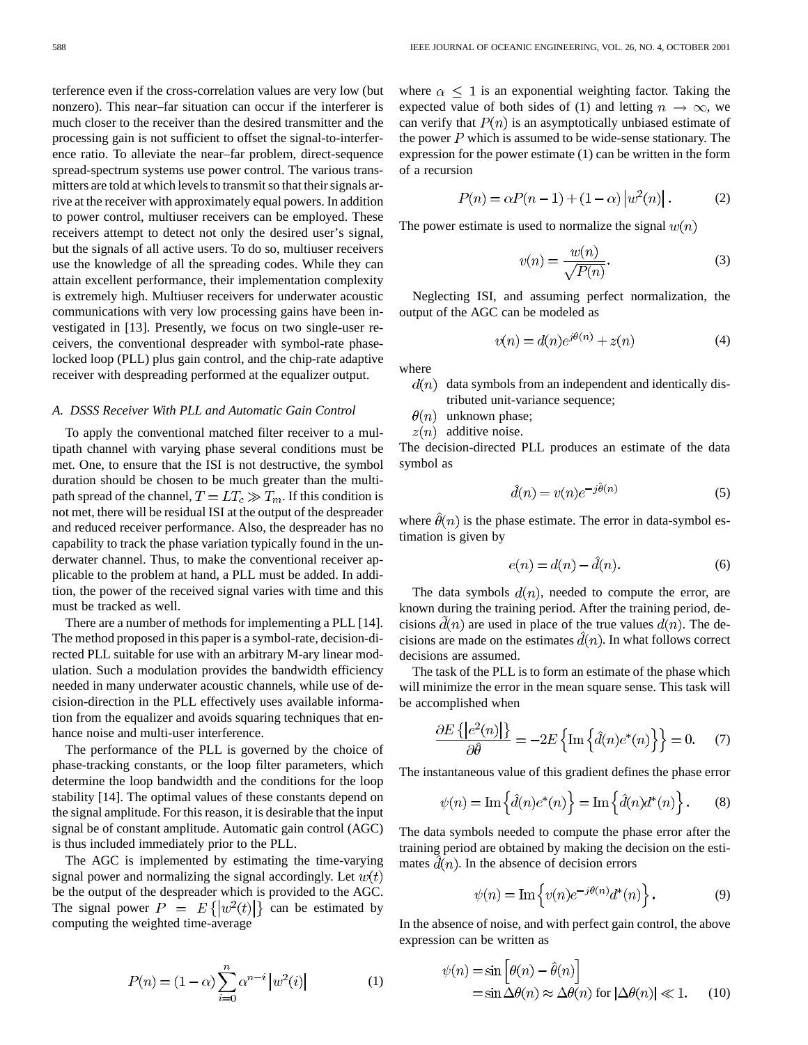terference even if the cross-correlation values are very low (but nonzero). This near–far situation can occur if the interferer is much closer to the receiver than the desired transmitter and the processing gain is not sufficient to offset the signal-to-interference ratio. To alleviate the near–far problem, direct-sequence spread-spectrum systems use power control. The various transmitters are told at which levels to transmit so that their signals arrive at the receiver with approximately equal powers. In addition to power control, multiuser receivers can be employed. These receivers attempt to detect not only the desired user's signal, but the signals of all active users. To do so, multiuser receivers use the knowledge of all the spreading codes. While they can attain excellent performance, their implementation complexity is extremely high. Multiuser receivers for underwater acoustic communications with very low processing gains have been investigated in [13]. Presently, we focus on two single-user receivers, the conventional despreader with symbol-rate phase-locked loop (PLL) plus gain control, and the chip-rate adaptive receiver with despreading performed at the equalizer output.

### A. DSSS Receiver With PLL and Automatic Gain Control

To apply the conventional matched filter receiver to a multipath channel with varying phase several conditions must be met. One, to ensure that the ISI is not destructive, the symbol duration should be chosen to be much greater than the multipath spread of the channel, $T = LT_c \gg T_m$. If this condition is not met, there will be residual ISI at the output of the despreader and reduced receiver performance. Also, the despreader has no capability to track the phase variation typically found in the underwater channel. Thus, to make the conventional receiver applicable to the problem at hand, a PLL must be added. In addition, the power of the received signal varies with time and this must be tracked as well.

There are a number of methods for implementing a PLL [14]. The method proposed in this paper is a symbol-rate, decision-directed PLL suitable for use with an arbitrary M-ary linear modulation. Such a modulation provides the bandwidth efficiency needed in many underwater acoustic channels, while use of decision-direction in the PLL effectively uses available information from the equalizer and avoids squaring techniques that enhance noise and multi-user interference.

The performance of the PLL is governed by the choice of phase-tracking constants, or the loop filter parameters, which determine the loop bandwidth and the conditions for the loop stability [14]. The optimal values of these constants depend on the signal amplitude. For this reason, it is desirable that the input signal be of constant amplitude. Automatic gain control (AGC) is thus included immediately prior to the PLL.

The AGC is implemented by estimating the time-varying signal power and normalizing the signal accordingly. Let $w(t)$ be the output of the despreader which is provided to the AGC. The signal power $P = E\{|w^2(t)|\}$ can be estimated by computing the weighted time-average

$$P(n) = (1-\alpha)\sum_{i=0}^{n} \alpha^{n-i} \left|w^2(i)\right| \tag{1}$$

where $\alpha \leq 1$ is an exponential weighting factor. Taking the expected value of both sides of (1) and letting $n \to \infty$, we can verify that $P(n)$ is an asymptotically unbiased estimate of the power $P$ which is assumed to be wide-sense stationary. The expression for the power estimate (1) can be written in the form of a recursion

$$P(n) = \alpha P(n-1) + (1-\alpha)\left|w^2(n)\right|. \tag{2}$$

The power estimate is used to normalize the signal $w(n)$

$$v(n) = \frac{w(n)}{\sqrt{P(n)}}. \tag{3}$$

Neglecting ISI, and assuming perfect normalization, the output of the AGC can be modeled as

$$v(n) = d(n)e^{j\theta(n)} + z(n) \tag{4}$$

where

- $d(n)$ data symbols from an independent and identically distributed unit-variance sequence;
- $\theta(n)$ unknown phase;
- $z(n)$ additive noise.

The decision-directed PLL produces an estimate of the data symbol as

$$\hat{d}(n) = v(n)e^{-j\hat{\theta}(n)} \tag{5}$$

where $\hat{\theta}(n)$ is the phase estimate. The error in data-symbol estimation is given by

$$e(n) = d(n) - \hat{d}(n). \tag{6}$$

The data symbols $d(n)$, needed to compute the error, are known during the training period. After the training period, decisions $\tilde{d}(n)$ are used in place of the true values $d(n)$. The decisions are made on the estimates $\hat{d}(n)$. In what follows correct decisions are assumed.

The task of the PLL is to form an estimate of the phase which will minimize the error in the mean square sense. This task will be accomplished when

$$\frac{\partial E\left\{\left|e^2(n)\right|\right\}}{\partial \hat{\theta}} = -2E\left\{\mathrm{Im}\left\{\hat{d}(n)e^*(n)\right\}\right\} = 0. \tag{7}$$

The instantaneous value of this gradient defines the phase error

$$\psi(n) = \mathrm{Im}\left\{\hat{d}(n)e^*(n)\right\} = \mathrm{Im}\left\{\hat{d}(n)d^*(n)\right\}. \tag{8}$$

The data symbols needed to compute the phase error after the training period are obtained by making the decision on the estimates $\hat{d}(n)$. In the absence of decision errors

$$\psi(n) = \mathrm{Im}\left\{v(n)e^{-j\theta(n)}d^*(n)\right\}. \tag{9}$$

In the absence of noise, and with perfect gain control, the above expression can be written as

$$\begin{aligned}\psi(n) &= \sin\left[\theta(n) - \hat{\theta}(n)\right] \\ &= \sin\Delta\theta(n) \approx \Delta\theta(n) \text{ for } |\Delta\theta(n)| \ll 1.\end{aligned} \tag{10}$$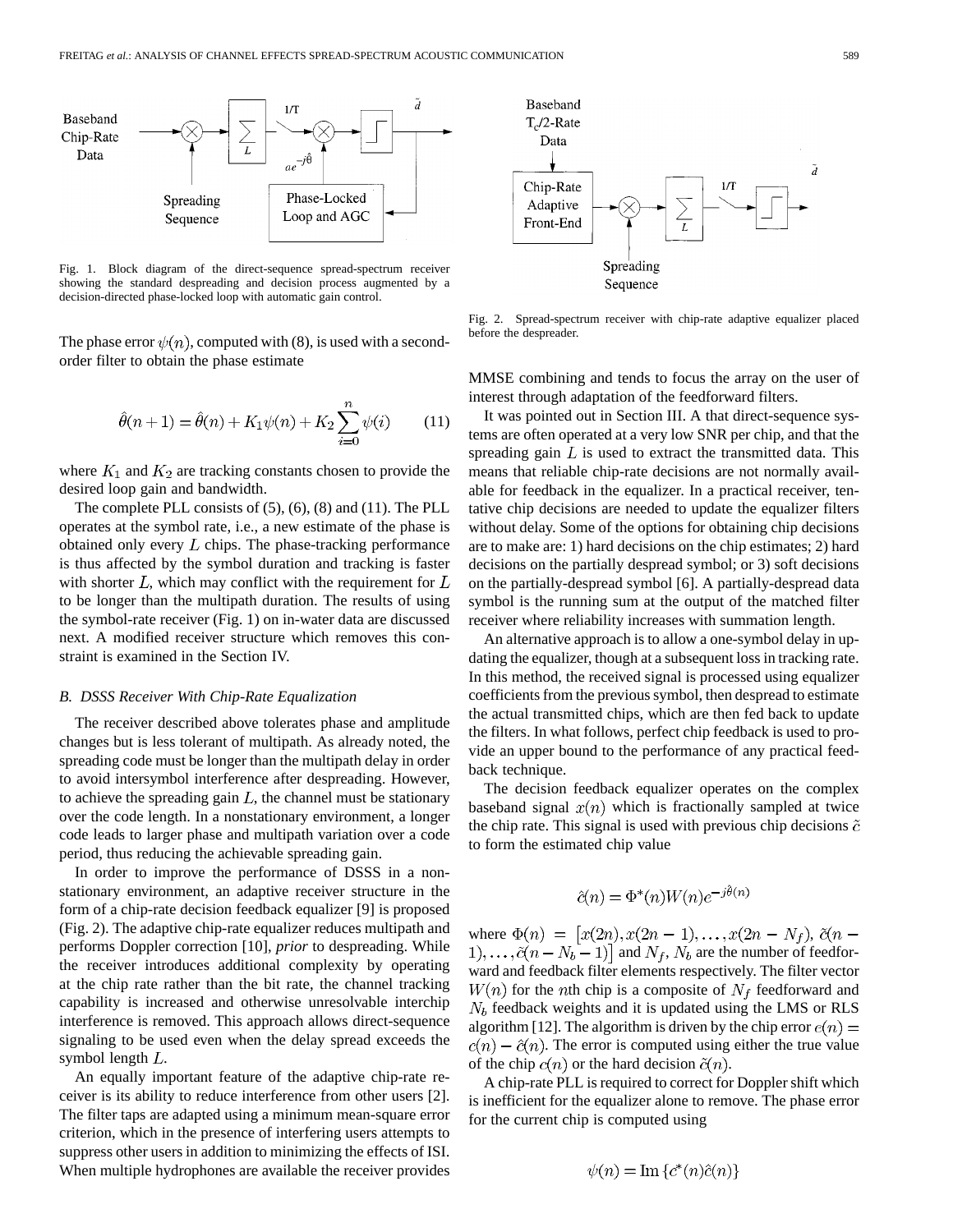Fig. 1. Block diagram of the direct-sequence spread-spectrum receiver showing the standard despreading and decision process augmented by a decision-directed phase-locked loop with automatic gain control.

The phase error $\psi(n)$, computed with (8), is used with a second-order filter to obtain the phase estimate

$$\hat{\theta}(n+1) = \hat{\theta}(n) + K_1\psi(n) + K_2\sum_{i=0}^{n}\psi(i) \qquad (11)$$

where $K_1$ and $K_2$ are tracking constants chosen to provide the desired loop gain and bandwidth.

The complete PLL consists of (5), (6), (8) and (11). The PLL operates at the symbol rate, i.e., a new estimate of the phase is obtained only every $L$ chips. The phase-tracking performance is thus affected by the symbol duration and tracking is faster with shorter $L$, which may conflict with the requirement for $L$ to be longer than the multipath duration. The results of using the symbol-rate receiver (Fig. 1) on in-water data are discussed next. A modified receiver structure which removes this constraint is examined in the Section IV.

### B. DSSS Receiver With Chip-Rate Equalization

The receiver described above tolerates phase and amplitude changes but is less tolerant of multipath. As already noted, the spreading code must be longer than the multipath delay in order to avoid intersymbol interference after despreading. However, to achieve the spreading gain $L$, the channel must be stationary over the code length. In a nonstationary environment, a longer code leads to larger phase and multipath variation over a code period, thus reducing the achievable spreading gain.

In order to improve the performance of DSSS in a nonstationary environment, an adaptive receiver structure in the form of a chip-rate decision feedback equalizer [9] is proposed (Fig. 2). The adaptive chip-rate equalizer reduces multipath and performs Doppler correction [10], *prior* to despreading. While the receiver introduces additional complexity by operating at the chip rate rather than the bit rate, the channel tracking capability is increased and otherwise unresolvable interchip interference is removed. This approach allows direct-sequence signaling to be used even when the delay spread exceeds the symbol length $L$.

An equally important feature of the adaptive chip-rate receiver is its ability to reduce interference from other users [2]. The filter taps are adapted using a minimum mean-square error criterion, which in the presence of interfering users attempts to suppress other users in addition to minimizing the effects of ISI. When multiple hydrophones are available the receiver provides MMSE combining and tends to focus the array on the user of interest through adaptation of the feedforward filters.

Fig. 2. Spread-spectrum receiver with chip-rate adaptive equalizer placed before the despreader.

It was pointed out in Section III. A that direct-sequence systems are often operated at a very low SNR per chip, and that the spreading gain $L$ is used to extract the transmitted data. This means that reliable chip-rate decisions are not normally available for feedback in the equalizer. In a practical receiver, tentative chip decisions are needed to update the equalizer filters without delay. Some of the options for obtaining chip decisions are to make are: 1) hard decisions on the chip estimates; 2) hard decisions on the partially despread symbol; or 3) soft decisions on the partially-despread symbol [6]. A partially-despread data symbol is the running sum at the output of the matched filter receiver where reliability increases with summation length.

An alternative approach is to allow a one-symbol delay in updating the equalizer, though at a subsequent loss in tracking rate. In this method, the received signal is processed using equalizer coefficients from the previous symbol, then despread to estimate the actual transmitted chips, which are then fed back to update the filters. In what follows, perfect chip feedback is used to provide an upper bound to the performance of any practical feedback technique.

The decision feedback equalizer operates on the complex baseband signal $x(n)$ which is fractionally sampled at twice the chip rate. This signal is used with previous chip decisions $\tilde{c}$ to form the estimated chip value

$$\hat{c}(n) = \Phi^*(n)W(n)e^{-j\hat{\theta}(n)}$$

where $\Phi(n) = [x(2n), x(2n-1), \ldots, x(2n-N_f), \tilde{c}(n-1), \ldots, \tilde{c}(n-N_b-1)]$ and $N_f$, $N_b$ are the number of feedforward and feedback filter elements respectively. The filter vector $W(n)$ for the $n$th chip is a composite of $N_f$ feedforward and $N_b$ feedback weights and it is updated using the LMS or RLS algorithm [12]. The algorithm is driven by the chip error $e(n) = c(n) - \hat{c}(n)$. The error is computed using either the true value of the chip $c(n)$ or the hard decision $\tilde{c}(n)$.

A chip-rate PLL is required to correct for Doppler shift which is inefficient for the equalizer alone to remove. The phase error for the current chip is computed using

$$\psi(n) = \mathrm{Im}\{c^*(n)\hat{c}(n)\}$$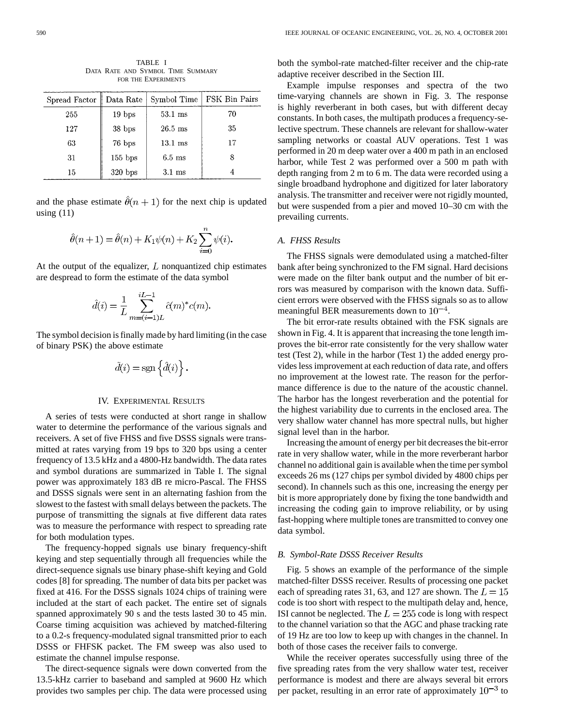TABLE I
DATA RATE AND SYMBOL TIME SUMMARY FOR THE EXPERIMENTS

| Spread Factor | Data Rate | Symbol Time | FSK Bin Pairs |
|---|---|---|---|
| 255 | 19 bps | 53.1 ms | 70 |
| 127 | 38 bps | 26.5 ms | 35 |
| 63 | 76 bps | 13.1 ms | 17 |
| 31 | 155 bps | 6.5 ms | 8 |
| 15 | 320 bps | 3.1 ms | 4 |

and the phase estimate $\hat{\theta}(n+1)$ for the next chip is updated using (11)

$$\hat{\theta}(n+1) = \hat{\theta}(n) + K_1\psi(n) + K_2\sum_{i=0}^{n}\psi(i).$$

At the output of the equalizer, $L$ nonquantized chip estimates are despread to form the estimate of the data symbol

$$\hat{d}(i) = \frac{1}{L}\sum_{m=(i-1)L}^{iL-1}\hat{c}(m)^{*}c(m).$$

The symbol decision is finally made by hard limiting (in the case of binary PSK) the above estimate

$$\tilde{d}(i) = \operatorname{sgn}\left\{\hat{d}(i)\right\}.$$

## IV. Experimental Results

A series of tests were conducted at short range in shallow water to determine the performance of the various signals and receivers. A set of five FHSS and five DSSS signals were transmitted at rates varying from 19 bps to 320 bps using a center frequency of 13.5 kHz and a 4800-Hz bandwidth. The data rates and symbol durations are summarized in Table I. The signal power was approximately 183 dB re micro-Pascal. The FHSS and DSSS signals were sent in an alternating fashion from the slowest to the fastest with small delays between the packets. The purpose of transmitting the signals at five different data rates was to measure the performance with respect to spreading rate for both modulation types.

The frequency-hopped signals use binary frequency-shift keying and step sequentially through all frequencies while the direct-sequence signals use binary phase-shift keying and Gold codes [8] for spreading. The number of data bits per packet was fixed at 416. For the DSSS signals 1024 chips of training were included at the start of each packet. The entire set of signals spanned approximately 90 s and the tests lasted 30 to 45 min. Coarse timing acquisition was achieved by matched-filtering to a 0.2-s frequency-modulated signal transmitted prior to each DSSS or FHFSK packet. The FM sweep was also used to estimate the channel impulse response.

The direct-sequence signals were down converted from the 13.5-kHz carrier to baseband and sampled at 9600 Hz which provides two samples per chip. The data were processed using both the symbol-rate matched-filter receiver and the chip-rate adaptive receiver described in the Section III.

Example impulse responses and spectra of the two time-varying channels are shown in Fig. 3. The response is highly reverberant in both cases, but with different decay constants. In both cases, the multipath produces a frequency-selective spectrum. These channels are relevant for shallow-water sampling networks or coastal AUV operations. Test 1 was performed in 20 m deep water over a 400 m path in an enclosed harbor, while Test 2 was performed over a 500 m path with depth ranging from 2 m to 6 m. The data were recorded using a single broadband hydrophone and digitized for later laboratory analysis. The transmitter and receiver were not rigidly mounted, but were suspended from a pier and moved 10–30 cm with the prevailing currents.

### A. FHSS Results

The FHSS signals were demodulated using a matched-filter bank after being synchronized to the FM signal. Hard decisions were made on the filter bank output and the number of bit errors was measured by comparison with the known data. Sufficient errors were observed with the FHSS signals so as to allow meaningful BER measurements down to $10^{-4}$.

The bit error-rate results obtained with the FSK signals are shown in Fig. 4. It is apparent that increasing the tone length improves the bit-error rate consistently for the very shallow water test (Test 2), while in the harbor (Test 1) the added energy provides less improvement at each reduction of data rate, and offers no improvement at the lowest rate. The reason for the performance difference is due to the nature of the acoustic channel. The harbor has the longest reverberation and the potential for the highest variability due to currents in the enclosed area. The very shallow water channel has more spectral nulls, but higher signal level than in the harbor.

Increasing the amount of energy per bit decreases the bit-error rate in very shallow water, while in the more reverberant harbor channel no additional gain is available when the time per symbol exceeds 26 ms (127 chips per symbol divided by 4800 chips per second). In channels such as this one, increasing the energy per bit is more appropriately done by fixing the tone bandwidth and increasing the coding gain to improve reliability, or by using fast-hopping where multiple tones are transmitted to convey one data symbol.

### B. Symbol-Rate DSSS Receiver Results

Fig. 5 shows an example of the performance of the simple matched-filter DSSS receiver. Results of processing one packet each of spreading rates 31, 63, and 127 are shown. The $L = 15$ code is too short with respect to the multipath delay and, hence, ISI cannot be neglected. The $L = 255$ code is long with respect to the channel variation so that the AGC and phase tracking rate of 19 Hz are too low to keep up with changes in the channel. In both of those cases the receiver fails to converge.

While the receiver operates successfully using three of the five spreading rates from the very shallow water test, receiver performance is modest and there are always several bit errors per packet, resulting in an error rate of approximately $10^{-3}$ to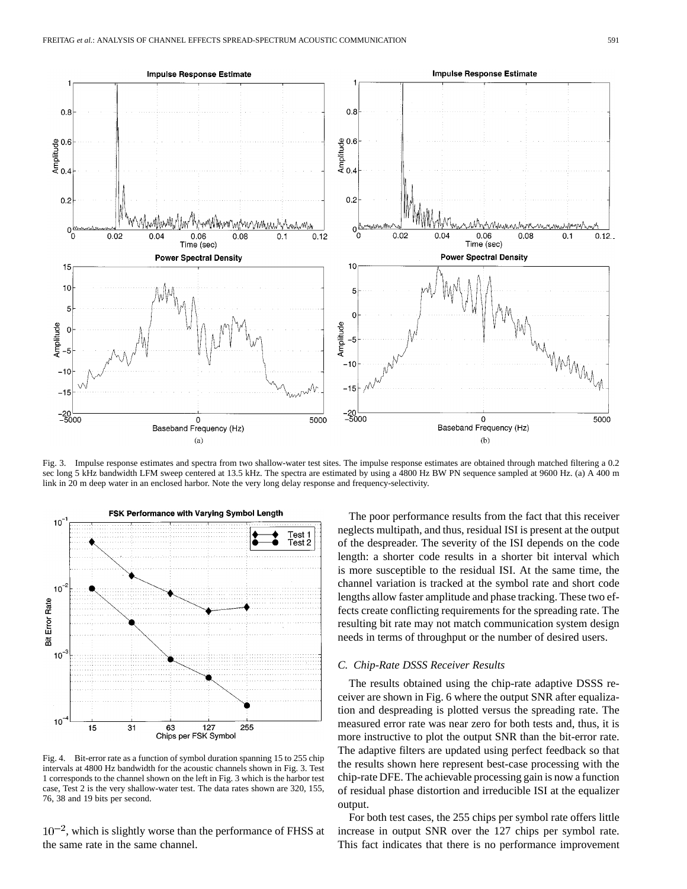Fig. 3. Impulse response estimates and spectra from two shallow-water test sites. The impulse response estimates are obtained through matched filtering a 0.2 sec long 5 kHz bandwidth LFM sweep centered at 13.5 kHz. The spectra are estimated by using a 4800 Hz BW PN sequence sampled at 9600 Hz. (a) A 400 m link in 20 m deep water in an enclosed harbor. Note the very long delay response and frequency-selectivity.

Fig. 4. Bit-error rate as a function of symbol duration spanning 15 to 255 chip intervals at 4800 Hz bandwidth for the acoustic channels shown in Fig. 3. Test 1 corresponds to the channel shown on the left in Fig. 3 which is the harbor test case, Test 2 is the very shallow-water test. The data rates shown are 320, 155, 76, 38 and 19 bits per second.

$10^{-2}$, which is slightly worse than the performance of FHSS at the same rate in the same channel.

The poor performance results from the fact that this receiver neglects multipath, and thus, residual ISI is present at the output of the despreader. The severity of the ISI depends on the code length: a shorter code results in a shorter bit interval which is more susceptible to the residual ISI. At the same time, the channel variation is tracked at the symbol rate and short code lengths allow faster amplitude and phase tracking. These two effects create conflicting requirements for the spreading rate. The resulting bit rate may not match communication system design needs in terms of throughput or the number of desired users.

### C. Chip-Rate DSSS Receiver Results

The results obtained using the chip-rate adaptive DSSS receiver are shown in Fig. 6 where the output SNR after equalization and despreading is plotted versus the spreading rate. The measured error rate was near zero for both tests and, thus, it is more instructive to plot the output SNR than the bit-error rate. The adaptive filters are updated using perfect feedback so that the results shown here represent best-case processing with the chip-rate DFE. The achievable processing gain is now a function of residual phase distortion and irreducible ISI at the equalizer output.

For both test cases, the 255 chips per symbol rate offers little increase in output SNR over the 127 chips per symbol rate. This fact indicates that there is no performance improvement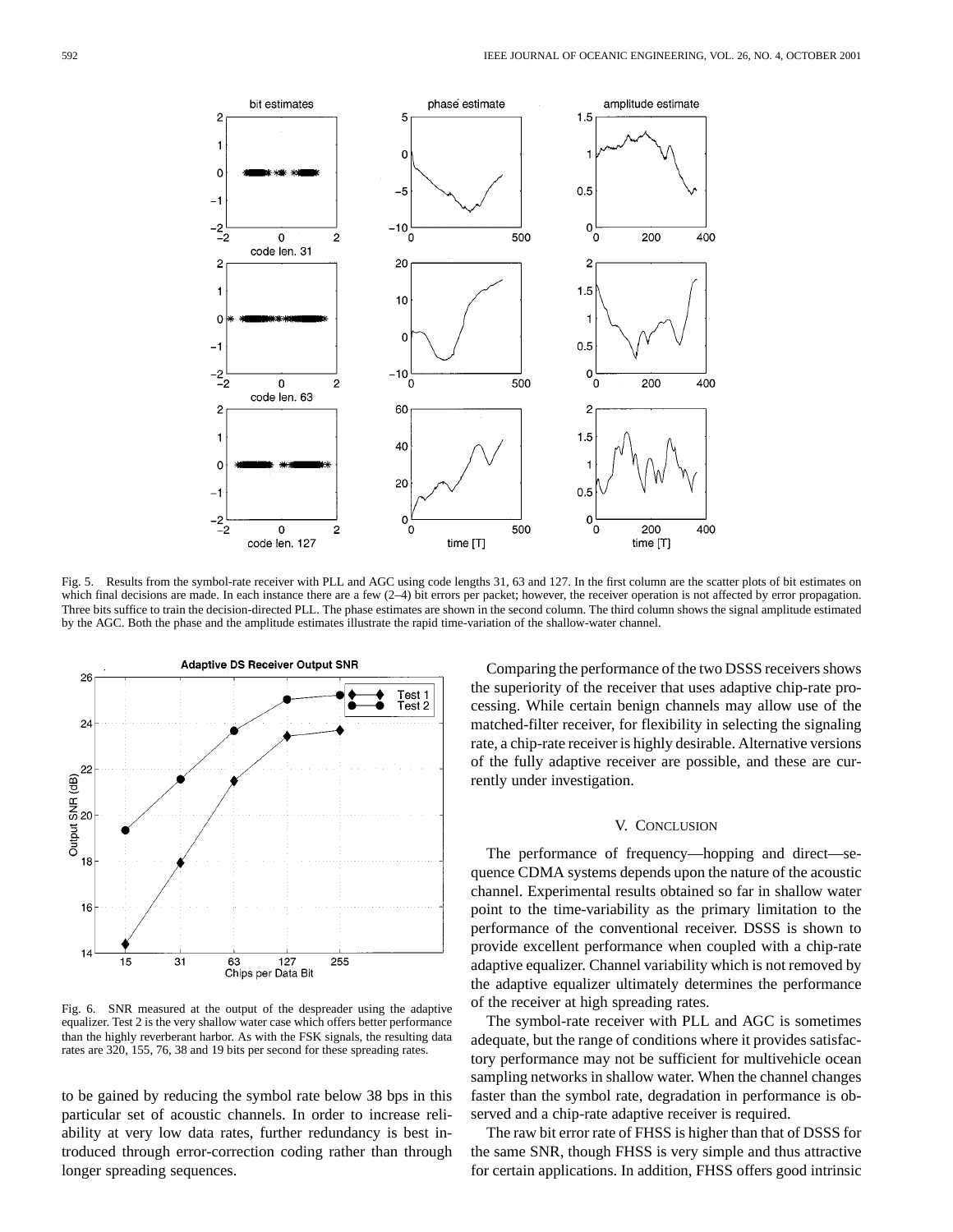Fig. 5. Results from the symbol-rate receiver with PLL and AGC using code lengths 31, 63 and 127. In the first column are the scatter plots of bit estimates on which final decisions are made. In each instance there are a few (2–4) bit errors per packet; however, the receiver operation is not affected by error propagation. Three bits suffice to train the decision-directed PLL. The phase estimates are shown in the second column. The third column shows the signal amplitude estimated by the AGC. Both the phase and the amplitude estimates illustrate the rapid time-variation of the shallow-water channel.

Fig. 6. SNR measured at the output of the despreader using the adaptive equalizer. Test 2 is the very shallow water case which offers better performance than the highly reverberant harbor. As with the FSK signals, the resulting data rates are 320, 155, 76, 38 and 19 bits per second for these spreading rates.

to be gained by reducing the symbol rate below 38 bps in this particular set of acoustic channels. In order to increase reliability at very low data rates, further redundancy is best introduced through error-correction coding rather than through longer spreading sequences.

Comparing the performance of the two DSSS receivers shows the superiority of the receiver that uses adaptive chip-rate processing. While certain benign channels may allow use of the matched-filter receiver, for flexibility in selecting the signaling rate, a chip-rate receiver is highly desirable. Alternative versions of the fully adaptive receiver are possible, and these are currently under investigation.

## V. Conclusion

The performance of frequency—hopping and direct—sequence CDMA systems depends upon the nature of the acoustic channel. Experimental results obtained so far in shallow water point to the time-variability as the primary limitation to the performance of the conventional receiver. DSSS is shown to provide excellent performance when coupled with a chip-rate adaptive equalizer. Channel variability which is not removed by the adaptive equalizer ultimately determines the performance of the receiver at high spreading rates.

The symbol-rate receiver with PLL and AGC is sometimes adequate, but the range of conditions where it provides satisfactory performance may not be sufficient for multivehicle ocean sampling networks in shallow water. When the channel changes faster than the symbol rate, degradation in performance is observed and a chip-rate adaptive receiver is required.

The raw bit error rate of FHSS is higher than that of DSSS for the same SNR, though FHSS is very simple and thus attractive for certain applications. In addition, FHSS offers good intrinsic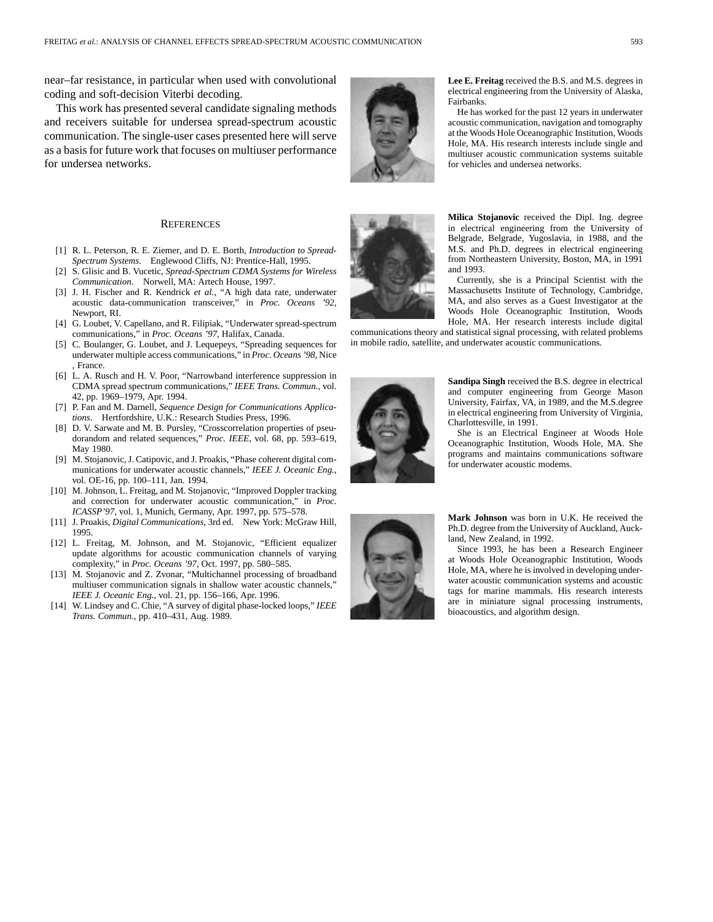near–far resistance, in particular when used with convolutional coding and soft-decision Viterbi decoding.

This work has presented several candidate signaling methods and receivers suitable for undersea spread-spectrum acoustic communication. The single-user cases presented here will serve as a basis for future work that focuses on multiuser performance for undersea networks.

## References

[1] R. L. Peterson, R. E. Ziemer, and D. E. Borth, *Introduction to Spread-Spectrum Systems*. Englewood Cliffs, NJ: Prentice-Hall, 1995.

[2] S. Glisic and B. Vucetic, *Spread-Spectrum CDMA Systems for Wireless Communication*. Norwell, MA: Artech House, 1997.

[3] J. H. Fischer and R. Kendrick *et al.*, "A high data rate, underwater acoustic data-communication transceiver," in *Proc. Oceans '92*, Newport, RI.

[4] G. Loubet, V. Capellano, and R. Filipiak, "Underwater spread-spectrum communications," in *Proc. Oceans '97*, Halifax, Canada.

[5] C. Boulanger, G. Loubet, and J. Lequepeys, "Spreading sequences for underwater multiple access communications," in *Proc. Oceans '98*, Nice , France.

[6] L. A. Rusch and H. V. Poor, "Narrowband interference suppression in CDMA spread spectrum communications," *IEEE Trans. Commun.*, vol. 42, pp. 1969–1979, Apr. 1994.

[7] P. Fan and M. Darnell, *Sequence Design for Communications Applications*. Hertfordshire, U.K.: Research Studies Press, 1996.

[8] D. V. Sarwate and M. B. Pursley, "Crosscorrelation properties of pseudorandom and related sequences," *Proc. IEEE*, vol. 68, pp. 593–619, May 1980.

[9] M. Stojanovic, J. Catipovic, and J. Proakis, "Phase coherent digital communications for underwater acoustic channels," *IEEE J. Oceanic Eng.*, vol. OE-16, pp. 100–111, Jan. 1994.

[10] M. Johnson, L. Freitag, and M. Stojanovic, "Improved Doppler tracking and correction for underwater acoustic communication," in *Proc. ICASSP'97*, vol. 1, Munich, Germany, Apr. 1997, pp. 575–578.

[11] J. Proakis, *Digital Communications*, 3rd ed. New York: McGraw Hill, 1995.

[12] L. Freitag, M. Johnson, and M. Stojanovic, "Efficient equalizer update algorithms for acoustic communication channels of varying complexity," in *Proc. Oceans '97*, Oct. 1997, pp. 580–585.

[13] M. Stojanovic and Z. Zvonar, "Multichannel processing of broadband multiuser communication signals in shallow water acoustic channels," *IEEE J. Oceanic Eng.*, vol. 21, pp. 156–166, Apr. 1996.

[14] W. Lindsey and C. Chie, "A survey of digital phase-locked loops," *IEEE Trans. Commun.*, pp. 410–431, Aug. 1989.

**Lee E. Freitag** received the B.S. and M.S. degrees in electrical engineering from the University of Alaska, Fairbanks.

He has worked for the past 12 years in underwater acoustic communication, navigation and tomography at the Woods Hole Oceanographic Institution, Woods Hole, MA. His research interests include single and multiuser acoustic communication systems suitable for vehicles and undersea networks.

**Milica Stojanovic** received the Dipl. Ing. degree in electrical engineering from the University of Belgrade, Belgrade, Yugoslavia, in 1988, and the M.S. and Ph.D. degrees in electrical engineering from Northeastern University, Boston, MA, in 1991 and 1993.

Currently, she is a Principal Scientist with the Massachusetts Institute of Technology, Cambridge, MA, and also serves as a Guest Investigator at the Woods Hole Oceanographic Institution, Woods Hole, MA. Her research interests include digital communications theory and statistical signal processing, with related problems in mobile radio, satellite, and underwater acoustic communications.

**Sandipa Singh** received the B.S. degree in electrical and computer engineering from George Mason University, Fairfax, VA, in 1989, and the M.S.degree in electrical engineering from University of Virginia, Charlottesville, in 1991.

She is an Electrical Engineer at Woods Hole Oceanographic Institution, Woods Hole, MA. She programs and maintains communications software for underwater acoustic modems.

**Mark Johnson** was born in U.K. He received the Ph.D. degree from the University of Auckland, Auckland, New Zealand, in 1992.

Since 1993, he has been a Research Engineer at Woods Hole Oceanographic Institution, Woods Hole, MA, where he is involved in developing underwater acoustic communication systems and acoustic tags for marine mammals. His research interests are in miniature signal processing instruments, bioacoustics, and algorithm design.